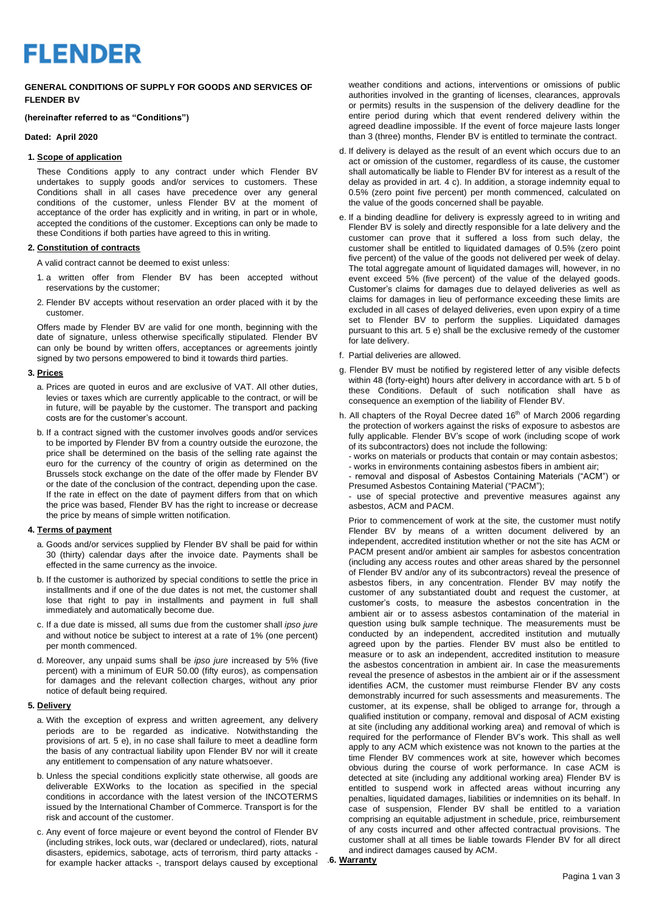# FLENDER

**GENERAL CONDITIONS OF SUPPLY FOR GOODS AND SERVICES OF FLENDER BV**

**(hereinafter referred to as "Conditions")**

**Dated: April 2020**

## 1. Scope of application

These Conditions apply to any contract under which Flender BV undertakes to supply goods and/or services to customers. These Conditions shall in all cases have precedence over any general conditions of the customer, unless Flender BV at the moment of acceptance of the order has explicitly and in writing, in part or in whole, accepted the conditions of the customer. Exceptions can only be made to these Conditions if both parties have agreed to this in writing.

## 2. Constitution of contracts

A valid contract cannot be deemed to exist unless:

1. a written offer from Flender BV has been accepted without reservations by the customer;
2. Flender BV accepts without reservation an order placed with it by the customer.

Offers made by Flender BV are valid for one month, beginning with the date of signature, unless otherwise specifically stipulated. Flender BV can only be bound by written offers, acceptances or agreements jointly signed by two persons empowered to bind it towards third parties.

## 3. Prices

a. Prices are quoted in euros and are exclusive of VAT. All other duties, levies or taxes which are currently applicable to the contract, or will be in future, will be payable by the customer. The transport and packing costs are for the customer's account.

b. If a contract signed with the customer involves goods and/or services to be imported by Flender BV from a country outside the eurozone, the price shall be determined on the basis of the selling rate against the euro for the currency of the country of origin as determined on the Brussels stock exchange on the date of the offer made by Flender BV or the date of the conclusion of the contract, depending upon the case. If the rate in effect on the date of payment differs from that on which the price was based, Flender BV has the right to increase or decrease the price by means of simple written notification.

## 4. Terms of payment

a. Goods and/or services supplied by Flender BV shall be paid for within 30 (thirty) calendar days after the invoice date. Payments shall be effected in the same currency as the invoice.

b. If the customer is authorized by special conditions to settle the price in installments and if one of the due dates is not met, the customer shall lose that right to pay in installments and payment in full shall immediately and automatically become due.

c. If a due date is missed, all sums due from the customer shall *ipso jure* and without notice be subject to interest at a rate of 1% (one percent) per month commenced.

d. Moreover, any unpaid sums shall be *ipso jure* increased by 5% (five percent) with a minimum of EUR 50.00 (fifty euros), as compensation for damages and the relevant collection charges, without any prior notice of default being required.

## 5. Delivery

a. With the exception of express and written agreement, any delivery periods are to be regarded as indicative. Notwithstanding the provisions of art. 5 e), in no case shall failure to meet a deadline form the basis of any contractual liability upon Flender BV nor will it create any entitlement to compensation of any nature whatsoever.

b. Unless the special conditions explicitly state otherwise, all goods are deliverable EXWorks to the location as specified in the special conditions in accordance with the latest version of the INCOTERMS issued by the International Chamber of Commerce. Transport is for the risk and account of the customer.

c. Any event of force majeure or event beyond the control of Flender BV (including strikes, lock outs, war (declared or undeclared), riots, natural disasters, epidemics, sabotage, acts of terrorism, third party attacks - for example hacker attacks -, transport delays caused by exceptional weather conditions and actions, interventions or omissions of public authorities involved in the granting of licenses, clearances, approvals or permits) results in the suspension of the delivery deadline for the entire period during which that event rendered delivery within the agreed deadline impossible. If the event of force majeure lasts longer than 3 (three) months, Flender BV is entitled to terminate the contract.

d. If delivery is delayed as the result of an event which occurs due to an act or omission of the customer, regardless of its cause, the customer shall automatically be liable to Flender BV for interest as a result of the delay as provided in art. 4 c). In addition, a storage indemnity equal to 0.5% (zero point five percent) per month commenced, calculated on the value of the goods concerned shall be payable.

e. If a binding deadline for delivery is expressly agreed to in writing and Flender BV is solely and directly responsible for a late delivery and the customer can prove that it suffered a loss from such delay, the customer shall be entitled to liquidated damages of 0.5% (zero point five percent) of the value of the goods not delivered per week of delay. The total aggregate amount of liquidated damages will, however, in no event exceed 5% (five percent) of the value of the delayed goods. Customer's claims for damages due to delayed deliveries as well as claims for damages in lieu of performance exceeding these limits are excluded in all cases of delayed deliveries, even upon expiry of a time set to Flender BV to perform the supplies. Liquidated damages pursuant to this art. 5 e) shall be the exclusive remedy of the customer for late delivery.

f. Partial deliveries are allowed.

g. Flender BV must be notified by registered letter of any visible defects within 48 (forty-eight) hours after delivery in accordance with art. 5 b of these Conditions. Default of such notification shall have as consequence an exemption of the liability of Flender BV.

h. All chapters of the Royal Decree dated 16th of March 2006 regarding the protection of workers against the risks of exposure to asbestos are fully applicable. Flender BV's scope of work (including scope of work of its subcontractors) does not include the following:
- works on materials or products that contain or may contain asbestos;
- works in environments containing asbestos fibers in ambient air;
- removal and disposal of Asbestos Containing Materials ("ACM") or Presumed Asbestos Containing Material ("PACM");
- use of special protective and preventive measures against any asbestos, ACM and PACM.

Prior to commencement of work at the site, the customer must notify Flender BV by means of a written document delivered by an independent, accredited institution whether or not the site has ACM or PACM present and/or ambient air samples for asbestos concentration (including any access routes and other areas shared by the personnel of Flender BV and/or any of its subcontractors) reveal the presence of asbestos fibers, in any concentration. Flender BV may notify the customer of any substantiated doubt and request the customer, at customer's costs, to measure the asbestos concentration in the ambient air or to assess asbestos contamination of the material in question using bulk sample technique. The measurements must be conducted by an independent, accredited institution and mutually agreed upon by the parties. Flender BV must also be entitled to measure or to ask an independent, accredited institution to measure the asbestos concentration in ambient air. In case the measurements reveal the presence of asbestos in the ambient air or if the assessment identifies ACM, the customer must reimburse Flender BV any costs demonstrably incurred for such assessments and measurements. The customer, at its expense, shall be obliged to arrange for, through a qualified institution or company, removal and disposal of ACM existing at site (including any additional working area) and removal of which is required for the performance of Flender BV's work. This shall as well apply to any ACM which existence was not known to the parties at the time Flender BV commences work at site, however which becomes obvious during the course of work performance. In case ACM is detected at site (including any additional working area) Flender BV is entitled to suspend work in affected areas without incurring any penalties, liquidated damages, liabilities or indemnities on its behalf. In case of suspension, Flender BV shall be entitled to a variation comprising an equitable adjustment in schedule, price, reimbursement of any costs incurred and other affected contractual provisions. The customer shall at all times be liable towards Flender BV for all direct and indirect damages caused by ACM.

## 6. Warranty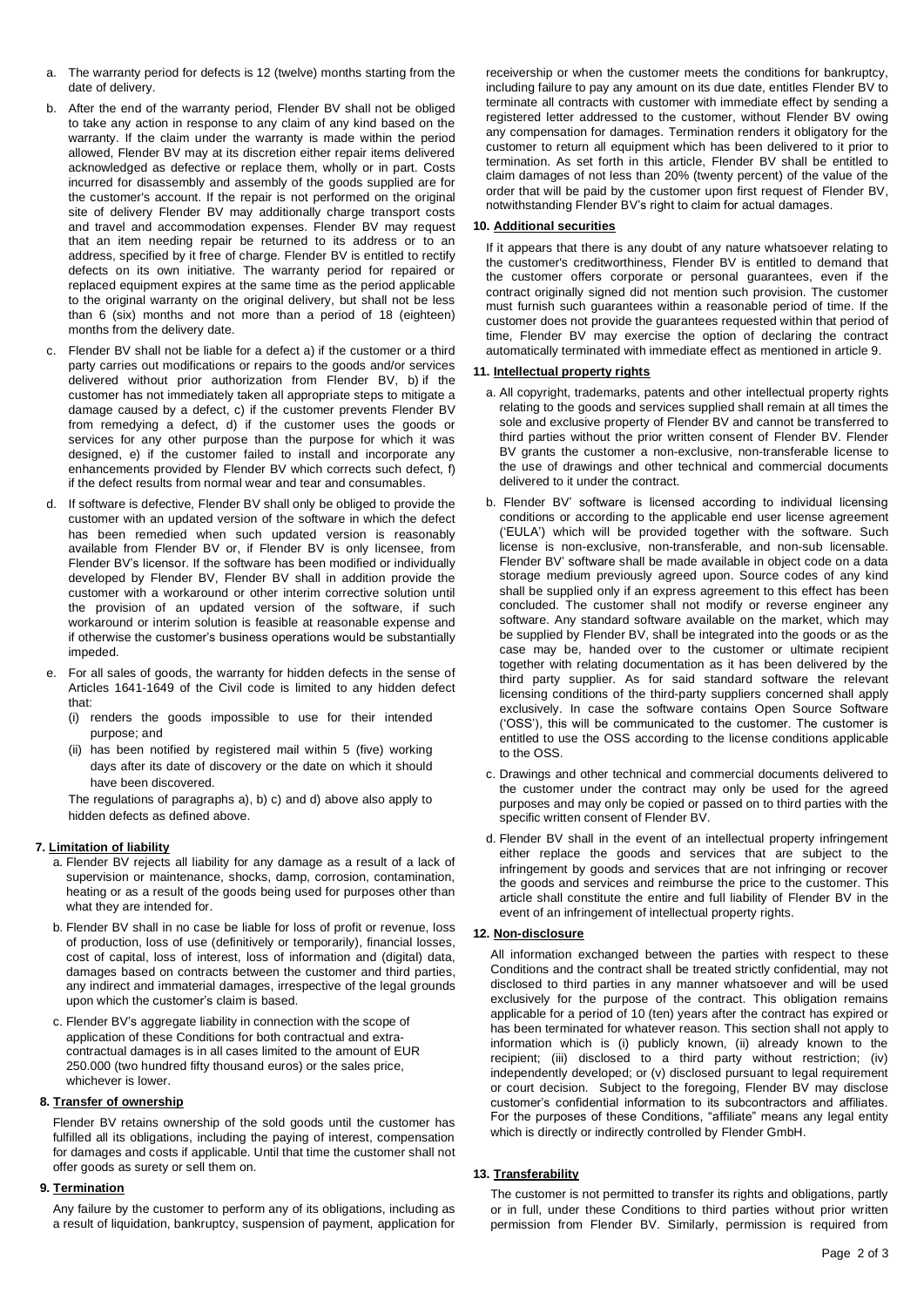a. The warranty period for defects is 12 (twelve) months starting from the date of delivery.

b. After the end of the warranty period, Flender BV shall not be obliged to take any action in response to any claim of any kind based on the warranty. If the claim under the warranty is made within the period allowed, Flender BV may at its discretion either repair items delivered acknowledged as defective or replace them, wholly or in part. Costs incurred for disassembly and assembly of the goods supplied are for the customer's account. If the repair is not performed on the original site of delivery Flender BV may additionally charge transport costs and travel and accommodation expenses. Flender BV may request that an item needing repair be returned to its address or to an address, specified by it free of charge. Flender BV is entitled to rectify defects on its own initiative. The warranty period for repaired or replaced equipment expires at the same time as the period applicable to the original warranty on the original delivery, but shall not be less than 6 (six) months and not more than a period of 18 (eighteen) months from the delivery date.

c. Flender BV shall not be liable for a defect a) if the customer or a third party carries out modifications or repairs to the goods and/or services delivered without prior authorization from Flender BV, b) if the customer has not immediately taken all appropriate steps to mitigate a damage caused by a defect, c) if the customer prevents Flender BV from remedying a defect, d) if the customer uses the goods or services for any other purpose than the purpose for which it was designed, e) if the customer failed to install and incorporate any enhancements provided by Flender BV which corrects such defect, f) if the defect results from normal wear and tear and consumables.

d. If software is defective, Flender BV shall only be obliged to provide the customer with an updated version of the software in which the defect has been remedied when such updated version is reasonably available from Flender BV or, if Flender BV is only licensee, from Flender BV's licensor. If the software has been modified or individually developed by Flender BV, Flender BV shall in addition provide the customer with a workaround or other interim corrective solution until the provision of an updated version of the software, if such workaround or interim solution is feasible at reasonable expense and if otherwise the customer's business operations would be substantially impeded.

e. For all sales of goods, the warranty for hidden defects in the sense of Articles 1641-1649 of the Civil code is limited to any hidden defect that:
   (i) renders the goods impossible to use for their intended purpose; and
   (ii) has been notified by registered mail within 5 (five) working days after its date of discovery or the date on which it should have been discovered.

   The regulations of paragraphs a), b) c) and d) above also apply to hidden defects as defined above.

**7. Limitation of liability**

a. Flender BV rejects all liability for any damage as a result of a lack of supervision or maintenance, shocks, damp, corrosion, contamination, heating or as a result of the goods being used for purposes other than what they are intended for.

b. Flender BV shall in no case be liable for loss of profit or revenue, loss of production, loss of use (definitively or temporarily), financial losses, cost of capital, loss of interest, loss of information and (digital) data, damages based on contracts between the customer and third parties, any indirect and immaterial damages, irrespective of the legal grounds upon which the customer's claim is based.

c. Flender BV's aggregate liability in connection with the scope of application of these Conditions for both contractual and extra-contractual damages is in all cases limited to the amount of EUR 250.000 (two hundred fifty thousand euros) or the sales price, whichever is lower.

**8. Transfer of ownership**

Flender BV retains ownership of the sold goods until the customer has fulfilled all its obligations, including the paying of interest, compensation for damages and costs if applicable. Until that time the customer shall not offer goods as surety or sell them on.

**9. Termination**

Any failure by the customer to perform any of its obligations, including as a result of liquidation, bankruptcy, suspension of payment, application for receivership or when the customer meets the conditions for bankruptcy, including failure to pay any amount on its due date, entitles Flender BV to terminate all contracts with customer with immediate effect by sending a registered letter addressed to the customer, without Flender BV owing any compensation for damages. Termination renders it obligatory for the customer to return all equipment which has been delivered to it prior to termination. As set forth in this article, Flender BV shall be entitled to claim damages of not less than 20% (twenty percent) of the value of the order that will be paid by the customer upon first request of Flender BV, notwithstanding Flender BV's right to claim for actual damages.

**10. Additional securities**

If it appears that there is any doubt of any nature whatsoever relating to the customer's creditworthiness, Flender BV is entitled to demand that the customer offers corporate or personal guarantees, even if the contract originally signed did not mention such provision. The customer must furnish such guarantees within a reasonable period of time. If the customer does not provide the guarantees requested within that period of time, Flender BV may exercise the option of declaring the contract automatically terminated with immediate effect as mentioned in article 9.

**11. Intellectual property rights**

a. All copyright, trademarks, patents and other intellectual property rights relating to the goods and services supplied shall remain at all times the sole and exclusive property of Flender BV and cannot be transferred to third parties without the prior written consent of Flender BV. Flender BV grants the customer a non-exclusive, non-transferable license to the use of drawings and other technical and commercial documents delivered to it under the contract.

b. Flender BV' software is licensed according to individual licensing conditions or according to the applicable end user license agreement ('EULA') which will be provided together with the software. Such license is non-exclusive, non-transferable, and non-sub licensable. Flender BV' software shall be made available in object code on a data storage medium previously agreed upon. Source codes of any kind shall be supplied only if an express agreement to this effect has been concluded. The customer shall not modify or reverse engineer any software. Any standard software available on the market, which may be supplied by Flender BV, shall be integrated into the goods or as the case may be, handed over to the customer or ultimate recipient together with relating documentation as it has been delivered by the third party supplier. As for said standard software the relevant licensing conditions of the third-party suppliers concerned shall apply exclusively. In case the software contains Open Source Software ('OSS'), this will be communicated to the customer. The customer is entitled to use the OSS according to the license conditions applicable to the OSS.

c. Drawings and other technical and commercial documents delivered to the customer under the contract may only be used for the agreed purposes and may only be copied or passed on to third parties with the specific written consent of Flender BV.

d. Flender BV shall in the event of an intellectual property infringement either replace the goods and services that are subject to the infringement by goods and services that are not infringing or recover the goods and services and reimburse the price to the customer. This article shall constitute the entire and full liability of Flender BV in the event of an infringement of intellectual property rights.

**12. Non-disclosure**

All information exchanged between the parties with respect to these Conditions and the contract shall be treated strictly confidential, may not disclosed to third parties in any manner whatsoever and will be used exclusively for the purpose of the contract. This obligation remains applicable for a period of 10 (ten) years after the contract has expired or has been terminated for whatever reason. This section shall not apply to information which is (i) publicly known, (ii) already known to the recipient; (iii) disclosed to a third party without restriction; (iv) independently developed; or (v) disclosed pursuant to legal requirement or court decision. Subject to the foregoing, Flender BV may disclose customer's confidential information to its subcontractors and affiliates. For the purposes of these Conditions, "affiliate" means any legal entity which is directly or indirectly controlled by Flender GmbH.

**13. Transferability**

The customer is not permitted to transfer its rights and obligations, partly or in full, under these Conditions to third parties without prior written permission from Flender BV. Similarly, permission is required from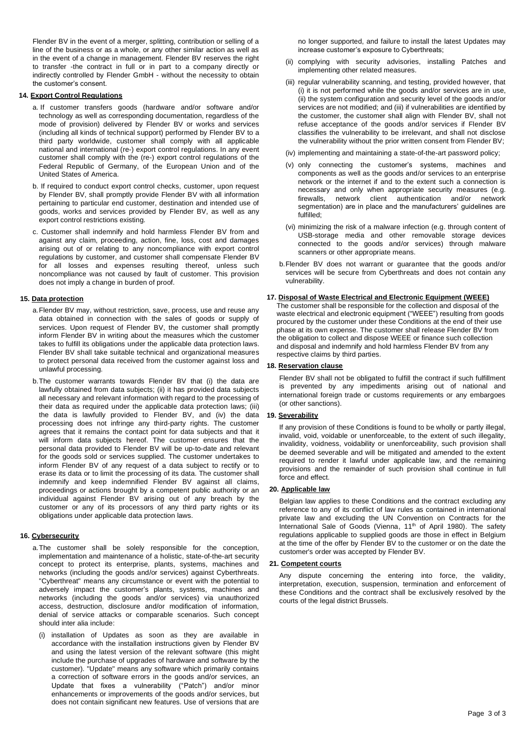Flender BV in the event of a merger, splitting, contribution or selling of a line of the business or as a whole, or any other similar action as well as in the event of a change in management. Flender BV reserves the right to transfer -the contract in full or in part to a company directly or indirectly controlled by Flender GmbH - without the necessity to obtain the customer's consent.

**14. Export Control Regulations**

a. If customer transfers goods (hardware and/or software and/or technology as well as corresponding documentation, regardless of the mode of provision) delivered by Flender BV or works and services (including all kinds of technical support) performed by Flender BV to a third party worldwide, customer shall comply with all applicable national and international (re-) export control regulations. In any event customer shall comply with the (re-) export control regulations of the Federal Republic of Germany, of the European Union and of the United States of America.

b. If required to conduct export control checks, customer, upon request by Flender BV, shall promptly provide Flender BV with all information pertaining to particular end customer, destination and intended use of goods, works and services provided by Flender BV, as well as any export control restrictions existing.

c. Customer shall indemnify and hold harmless Flender BV from and against any claim, proceeding, action, fine, loss, cost and damages arising out of or relating to any noncompliance with export control regulations by customer, and customer shall compensate Flender BV for all losses and expenses resulting thereof, unless such noncompliance was not caused by fault of customer. This provision does not imply a change in burden of proof.

**15. Data protection**

a. Flender BV may, without restriction, save, process, use and reuse any data obtained in connection with the sales of goods or supply of services. Upon request of Flender BV, the customer shall promptly inform Flender BV in writing about the measures which the customer takes to fulfill its obligations under the applicable data protection laws. Flender BV shall take suitable technical and organizational measures to protect personal data received from the customer against loss and unlawful processing.

b. The customer warrants towards Flender BV that (i) the data are lawfully obtained from data subjects; (ii) it has provided data subjects all necessary and relevant information with regard to the processing of their data as required under the applicable data protection laws; (iii) the data is lawfully provided to Flender BV, and (iv) the data processing does not infringe any third-party rights. The customer agrees that it remains the contact point for data subjects and that it will inform data subjects hereof. The customer ensures that the personal data provided to Flender BV will be up-to-date and relevant for the goods sold or services supplied. The customer undertakes to inform Flender BV of any request of a data subject to rectify or to erase its data or to limit the processing of its data. The customer shall indemnify and keep indemnified Flender BV against all claims, proceedings or actions brought by a competent public authority or an individual against Flender BV arising out of any breach by the customer or any of its processors of any third party rights or its obligations under applicable data protection laws.

**16. Cybersecurity**

a. The customer shall be solely responsible for the conception, implementation and maintenance of a holistic, state-of-the-art security concept to protect its enterprise, plants, systems, machines and networks (including the goods and/or services) against Cyberthreats. "Cyberthreat" means any circumstance or event with the potential to adversely impact the customer's plants, systems, machines and networks (including the goods and/or services) via unauthorized access, destruction, disclosure and/or modification of information, denial of service attacks or comparable scenarios. Such concept should inter alia include:

(i) installation of Updates as soon as they are available in accordance with the installation instructions given by Flender BV and using the latest version of the relevant software (this might include the purchase of upgrades of hardware and software by the customer). "Update" means any software which primarily contains a correction of software errors in the goods and/or services, an Update that fixes a vulnerability ("Patch") and/or minor enhancements or improvements of the goods and/or services, but does not contain significant new features. Use of versions that are no longer supported, and failure to install the latest Updates may increase customer's exposure to Cyberthreats;

(ii) complying with security advisories, installing Patches and implementing other related measures.

(iii) regular vulnerability scanning, and testing, provided however, that (i) it is not performed while the goods and/or services are in use, (ii) the system configuration and security level of the goods and/or services are not modified; and (iii) if vulnerabilities are identified by the customer, the customer shall align with Flender BV, shall not refuse acceptance of the goods and/or services if Flender BV classifies the vulnerability to be irrelevant, and shall not disclose the vulnerability without the prior written consent from Flender BV;

(iv) implementing and maintaining a state-of-the-art password policy;

(v) only connecting the customer's systems, machines and components as well as the goods and/or services to an enterprise network or the internet if and to the extent such a connection is necessary and only when appropriate security measures (e.g. firewalls, network client authentication and/or network segmentation) are in place and the manufacturers' guidelines are fulfilled;

(vi) minimizing the risk of a malware infection (e.g. through content of USB-storage media and other removable storage devices connected to the goods and/or services) through malware scanners or other appropriate means.

b. Flender BV does not warrant or guarantee that the goods and/or services will be secure from Cyberthreats and does not contain any vulnerability.

**17. Disposal of Waste Electrical and Electronic Equipment (WEEE)**

The customer shall be responsible for the collection and disposal of the waste electrical and electronic equipment ("WEEE") resulting from goods procured by the customer under these Conditions at the end of their use phase at its own expense. The customer shall release Flender BV from the obligation to collect and dispose WEEE or finance such collection and disposal and indemnify and hold harmless Flender BV from any respective claims by third parties.

**18. Reservation clause**

Flender BV shall not be obligated to fulfill the contract if such fulfillment is prevented by any impediments arising out of national and international foreign trade or customs requirements or any embargoes (or other sanctions).

**19. Severability**

If any provision of these Conditions is found to be wholly or partly illegal, invalid, void, voidable or unenforceable, to the extent of such illegality, invalidity, voidness, voidability or unenforceability, such provision shall be deemed severable and will be mitigated and amended to the extent required to render it lawful under applicable law, and the remaining provisions and the remainder of such provision shall continue in full force and effect.

**20. Applicable law**

Belgian law applies to these Conditions and the contract excluding any reference to any of its conflict of law rules as contained in international private law and excluding the UN Convention on Contracts for the International Sale of Goods (Vienna, 11th of April 1980). The safety regulations applicable to supplied goods are those in effect in Belgium at the time of the offer by Flender BV to the customer or on the date the customer's order was accepted by Flender BV.

**21. Competent courts**

Any dispute concerning the entering into force, the validity, interpretation, execution, suspension, termination and enforcement of these Conditions and the contract shall be exclusively resolved by the courts of the legal district Brussels.